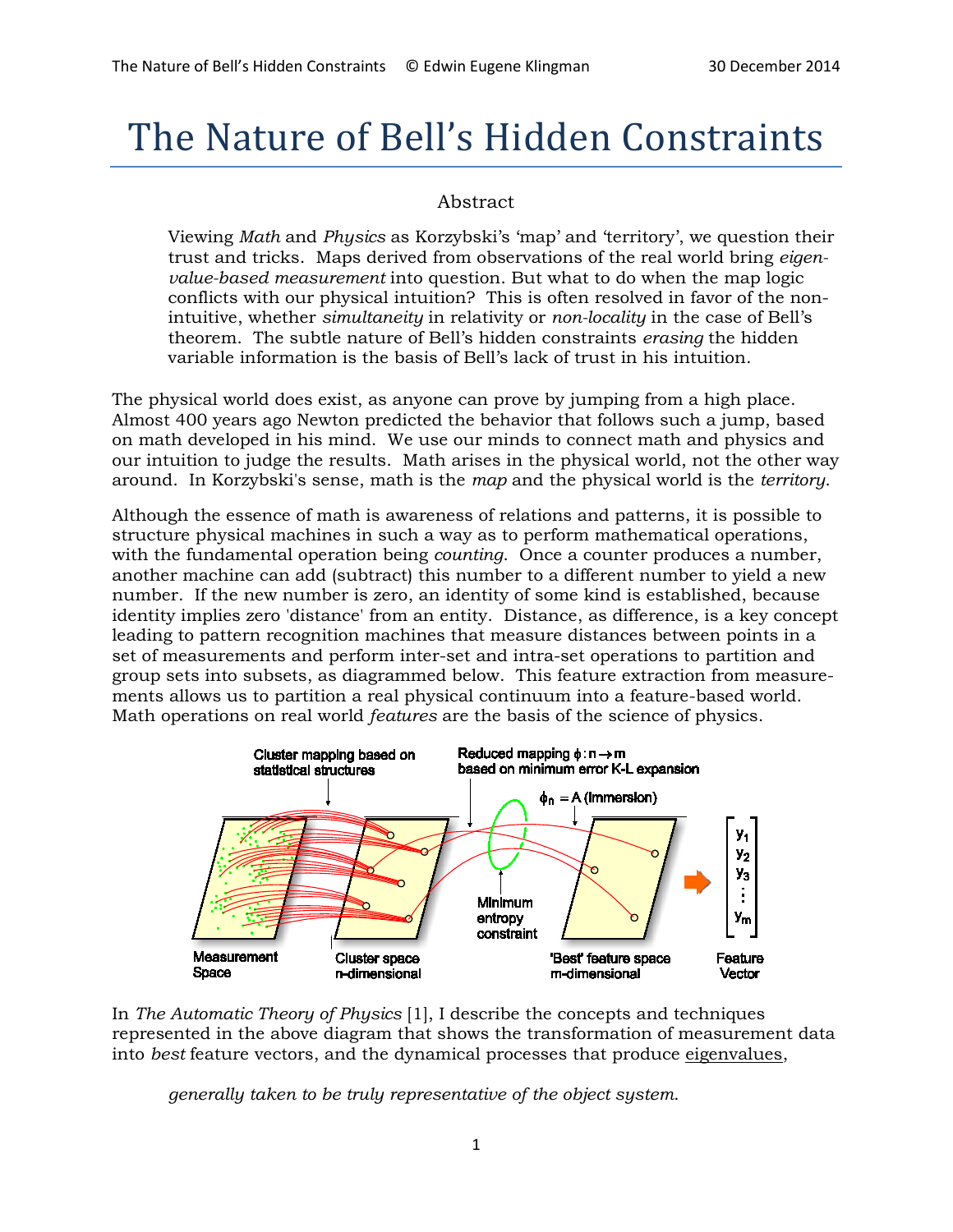# The Nature of Bell's Hidden Constraints

## Abstract

Viewing *Math* and *Physics* as Korzybski's 'map' and 'territory', we question their trust and tricks. Maps derived from observations of the real world bring *eigenvalue-based measurement* into question. But what to do when the map logic conflicts with our physical intuition? This is often resolved in favor of the non-intuitive, whether *simultaneity* in relativity or *non-locality* in the case of Bell's theorem. The subtle nature of Bell's hidden constraints *erasing* the hidden variable information is the basis of Bell's lack of trust in his intuition.

The physical world does exist, as anyone can prove by jumping from a high place. Almost 400 years ago Newton predicted the behavior that follows such a jump, based on math developed in his mind. We use our minds to connect math and physics and our intuition to judge the results. Math arises in the physical world, not the other way around. In Korzybski's sense, math is the *map* and the physical world is the *territory*.

Although the essence of math is awareness of relations and patterns, it is possible to structure physical machines in such a way as to perform mathematical operations, with the fundamental operation being *counting*. Once a counter produces a number, another machine can add (subtract) this number to a different number to yield a new number. If the new number is zero, an identity of some kind is established, because identity implies zero 'distance' from an entity. Distance, as difference, is a key concept leading to pattern recognition machines that measure distances between points in a set of measurements and perform inter-set and intra-set operations to partition and group sets into subsets, as diagrammed below. This feature extraction from measurements allows us to partition a real physical continuum into a feature-based world. Math operations on real world *features* are the basis of the science of physics.

In *The Automatic Theory of Physics* [1], I describe the concepts and techniques represented in the above diagram that shows the transformation of measurement data into *best* feature vectors, and the dynamical processes that produce eigenvalues,

> *generally taken to be truly representative of the object system.*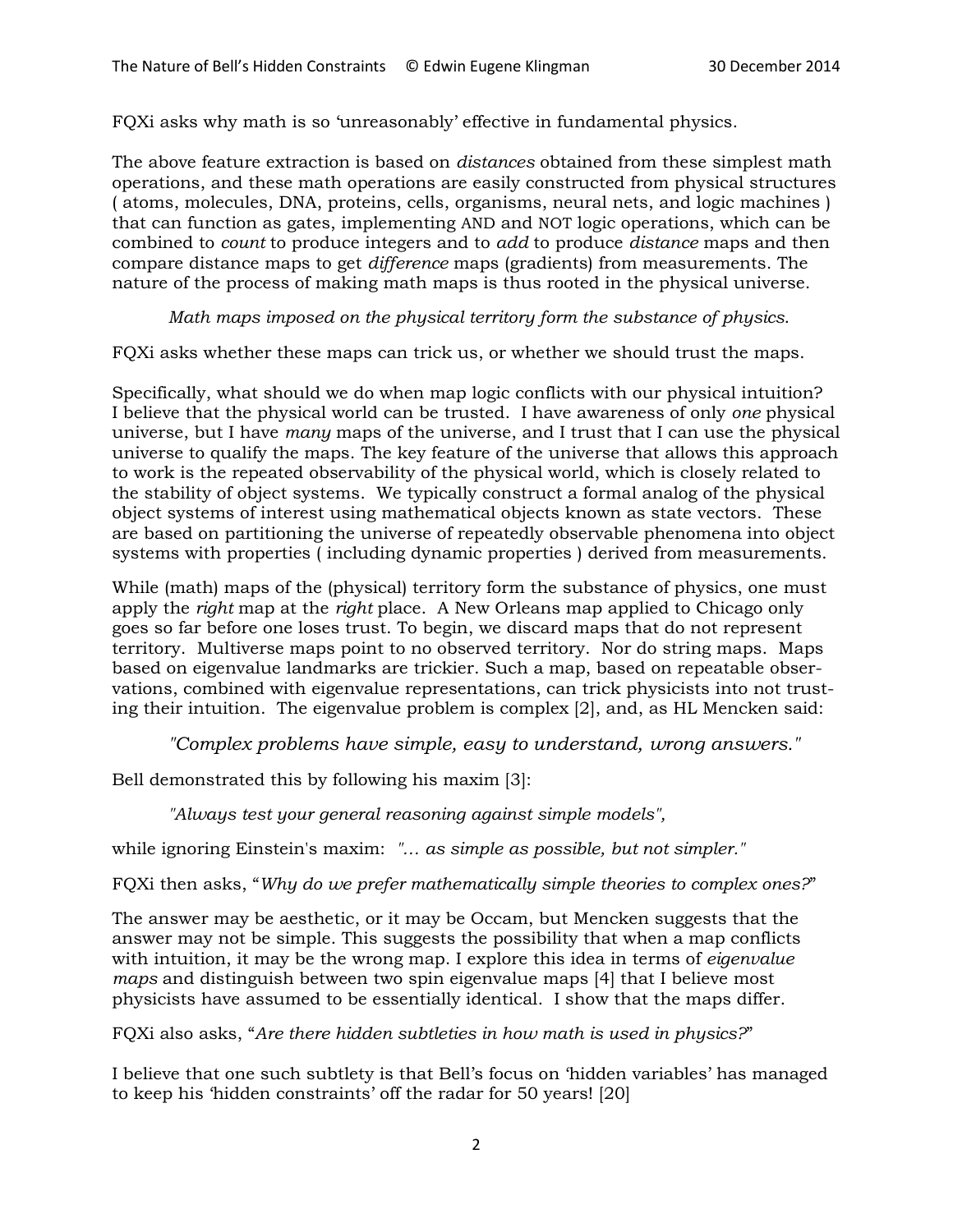FQXi asks why math is so 'unreasonably' effective in fundamental physics.

The above feature extraction is based on *distances* obtained from these simplest math operations, and these math operations are easily constructed from physical structures ( atoms, molecules, DNA, proteins, cells, organisms, neural nets, and logic machines ) that can function as gates, implementing AND and NOT logic operations, which can be combined to *count* to produce integers and to *add* to produce *distance* maps and then compare distance maps to get *difference* maps (gradients) from measurements. The nature of the process of making math maps is thus rooted in the physical universe.

*Math maps imposed on the physical territory form the substance of physics*.

FQXi asks whether these maps can trick us, or whether we should trust the maps.

Specifically, what should we do when map logic conflicts with our physical intuition? I believe that the physical world can be trusted. I have awareness of only *one* physical universe, but I have *many* maps of the universe, and I trust that I can use the physical universe to qualify the maps. The key feature of the universe that allows this approach to work is the repeated observability of the physical world, which is closely related to the stability of object systems. We typically construct a formal analog of the physical object systems of interest using mathematical objects known as state vectors. These are based on partitioning the universe of repeatedly observable phenomena into object systems with properties ( including dynamic properties ) derived from measurements.

While (math) maps of the (physical) territory form the substance of physics, one must apply the *right* map at the *right* place. A New Orleans map applied to Chicago only goes so far before one loses trust. To begin, we discard maps that do not represent territory. Multiverse maps point to no observed territory. Nor do string maps. Maps based on eigenvalue landmarks are trickier. Such a map, based on repeatable observations, combined with eigenvalue representations, can trick physicists into not trusting their intuition. The eigenvalue problem is complex [2], and, as HL Mencken said:

*"Complex problems have simple, easy to understand, wrong answers."*

Bell demonstrated this by following his maxim [3]:

*"Always test your general reasoning against simple models",*

while ignoring Einstein's maxim: *"... as simple as possible, but not simpler."*

FQXi then asks, "*Why do we prefer mathematically simple theories to complex ones?*"

The answer may be aesthetic, or it may be Occam, but Mencken suggests that the answer may not be simple. This suggests the possibility that when a map conflicts with intuition, it may be the wrong map. I explore this idea in terms of *eigenvalue maps* and distinguish between two spin eigenvalue maps [4] that I believe most physicists have assumed to be essentially identical. I show that the maps differ.

FQXi also asks, "*Are there hidden subtleties in how math is used in physics?*"

I believe that one such subtlety is that Bell's focus on 'hidden variables' has managed to keep his 'hidden constraints' off the radar for 50 years! [20]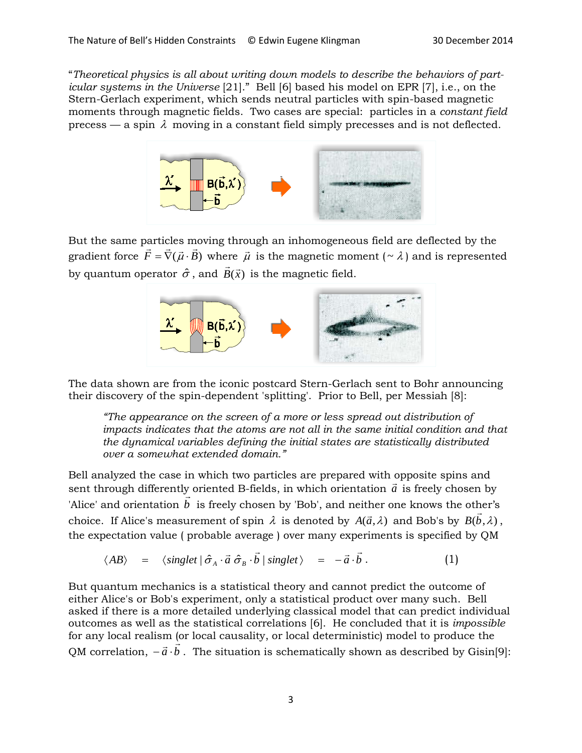"*Theoretical physics is all about writing down models to describe the behaviors of particular systems in the Universe* [21]." Bell [6] based his model on EPR [7], i.e., on the Stern-Gerlach experiment, which sends neutral particles with spin-based magnetic moments through magnetic fields. Two cases are special: particles in a *constant field* precess — a spin $\lambda$ moving in a constant field simply precesses and is not deflected.

But the same particles moving through an inhomogeneous field are deflected by the gradient force $\vec{F} = \vec{\nabla}(\vec{\mu} \cdot \vec{B})$ where $\vec{\mu}$ is the magnetic moment ($\sim \lambda$) and is represented by quantum operator $\hat{\sigma}$, and $\vec{B}(\vec{x})$ is the magnetic field.

The data shown are from the iconic postcard Stern-Gerlach sent to Bohr announcing their discovery of the spin-dependent 'splitting'. Prior to Bell, per Messiah [8]:

> *"The appearance on the screen of a more or less spread out distribution of impacts indicates that the atoms are not all in the same initial condition and that the dynamical variables defining the initial states are statistically distributed over a somewhat extended domain."*

Bell analyzed the case in which two particles are prepared with opposite spins and sent through differently oriented B-fields, in which orientation $\vec{a}$ is freely chosen by 'Alice' and orientation $\vec{b}$ is freely chosen by 'Bob', and neither one knows the other's choice. If Alice's measurement of spin $\lambda$ is denoted by $A(\vec{a}, \lambda)$ and Bob's by $B(\vec{b}, \lambda)$, the expectation value ( probable average ) over many experiments is specified by QM

$$\langle AB \rangle \quad = \quad \langle singlet \,|\, \hat{\sigma}_A \cdot \vec{a} \; \hat{\sigma}_B \cdot \vec{b} \,|\, singlet \rangle \quad = \quad -\vec{a} \cdot \vec{b} \,. \qquad (1)$$

But quantum mechanics is a statistical theory and cannot predict the outcome of either Alice's or Bob's experiment, only a statistical product over many such. Bell asked if there is a more detailed underlying classical model that can predict individual outcomes as well as the statistical correlations [6]. He concluded that it is *impossible* for any local realism (or local causality, or local deterministic) model to produce the QM correlation, $-\vec{a} \cdot \vec{b}$. The situation is schematically shown as described by Gisin[9]: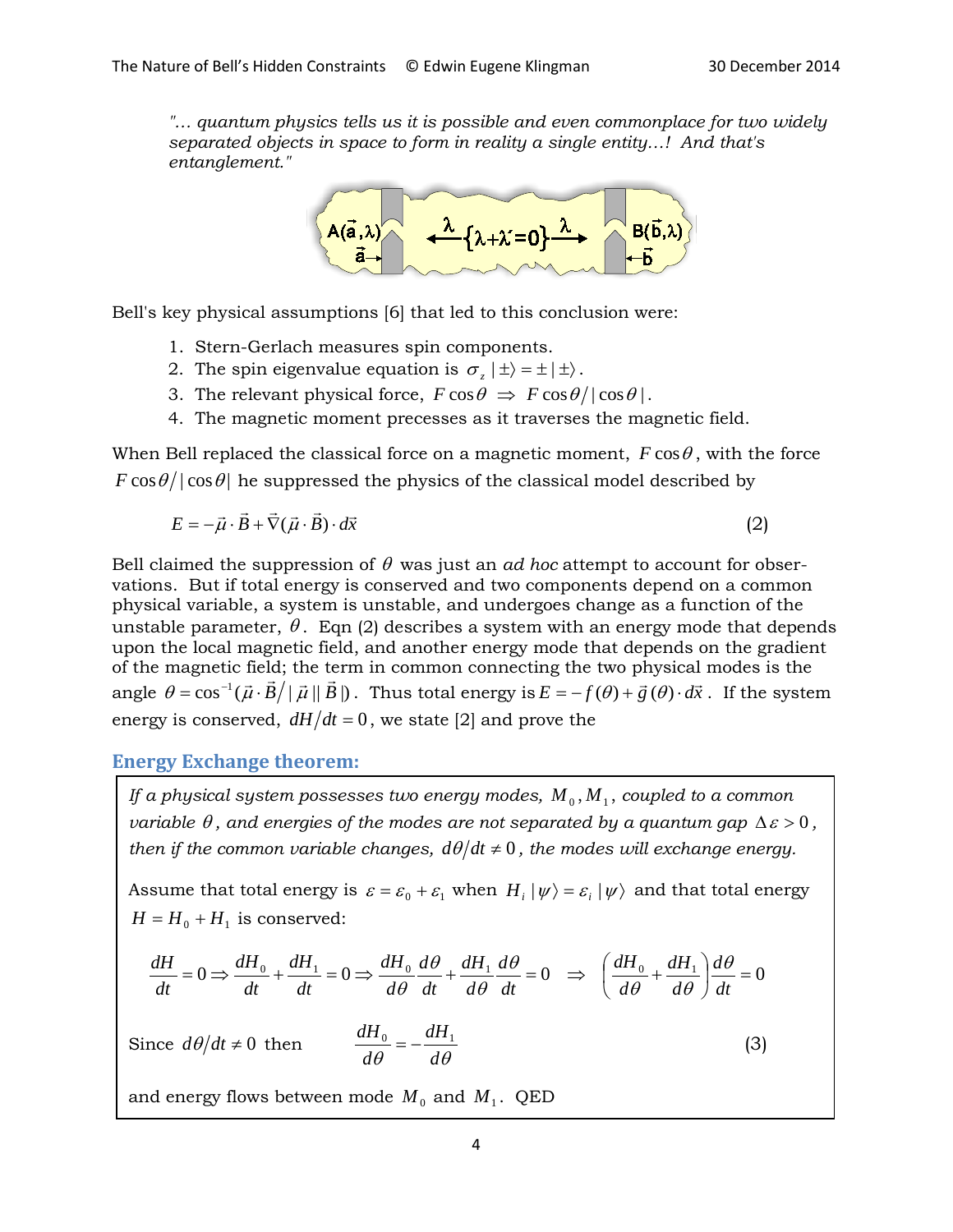*"… quantum physics tells us it is possible and even commonplace for two widely separated objects in space to form in reality a single entity…! And that's entanglement."*

Bell's key physical assumptions [6] that led to this conclusion were:

1. Stern-Gerlach measures spin components.
2. The spin eigenvalue equation is $\sigma_z \,|\pm\rangle = \pm\,|\pm\rangle$.
3. The relevant physical force, $F\cos\theta \;\Rightarrow\; F\cos\theta/|\cos\theta|$.
4. The magnetic moment precesses as it traverses the magnetic field.

When Bell replaced the classical force on a magnetic moment, $F\cos\theta$, with the force $F\cos\theta/|\cos\theta|$ he suppressed the physics of the classical model described by

$$E = -\vec{\mu}\cdot\vec{B} + \vec{\nabla}(\vec{\mu}\cdot\vec{B})\cdot d\vec{x} \tag{2}$$

Bell claimed the suppression of $\theta$ was just an *ad hoc* attempt to account for observations. But if total energy is conserved and two components depend on a common physical variable, a system is unstable, and undergoes change as a function of the unstable parameter, $\theta$. Eqn (2) describes a system with an energy mode that depends upon the local magnetic field, and another energy mode that depends on the gradient of the magnetic field; the term in common connecting the two physical modes is the angle $\theta = \cos^{-1}(\vec{\mu}\cdot\vec{B}/|\vec{\mu}||\vec{B}|)$. Thus total energy is $E = -f(\theta) + \vec{g}(\theta)\cdot d\vec{x}$. If the system energy is conserved, $dH/dt = 0$, we state [2] and prove the

## Energy Exchange theorem:

*If a physical system possesses two energy modes, $M_0, M_1$, coupled to a common variable $\theta$, and energies of the modes are not separated by a quantum gap $\Delta\varepsilon > 0$, then if the common variable changes, $d\theta/dt \neq 0$, the modes will exchange energy.*

Assume that total energy is $\varepsilon = \varepsilon_0 + \varepsilon_1$ when $H_i\,|\psi\rangle = \varepsilon_i\,|\psi\rangle$ and that total energy $H = H_0 + H_1$ is conserved:

$$\frac{dH}{dt} = 0 \Rightarrow \frac{dH_0}{dt} + \frac{dH_1}{dt} = 0 \Rightarrow \frac{dH_0}{d\theta}\frac{d\theta}{dt} + \frac{dH_1}{d\theta}\frac{d\theta}{dt} = 0 \quad \Rightarrow \quad \left(\frac{dH_0}{d\theta} + \frac{dH_1}{d\theta}\right)\frac{d\theta}{dt} = 0$$

Since $d\theta/dt \neq 0$ then

$$\frac{dH_0}{d\theta} = -\frac{dH_1}{d\theta} \tag{3}$$

and energy flows between mode $M_0$ and $M_1$. QED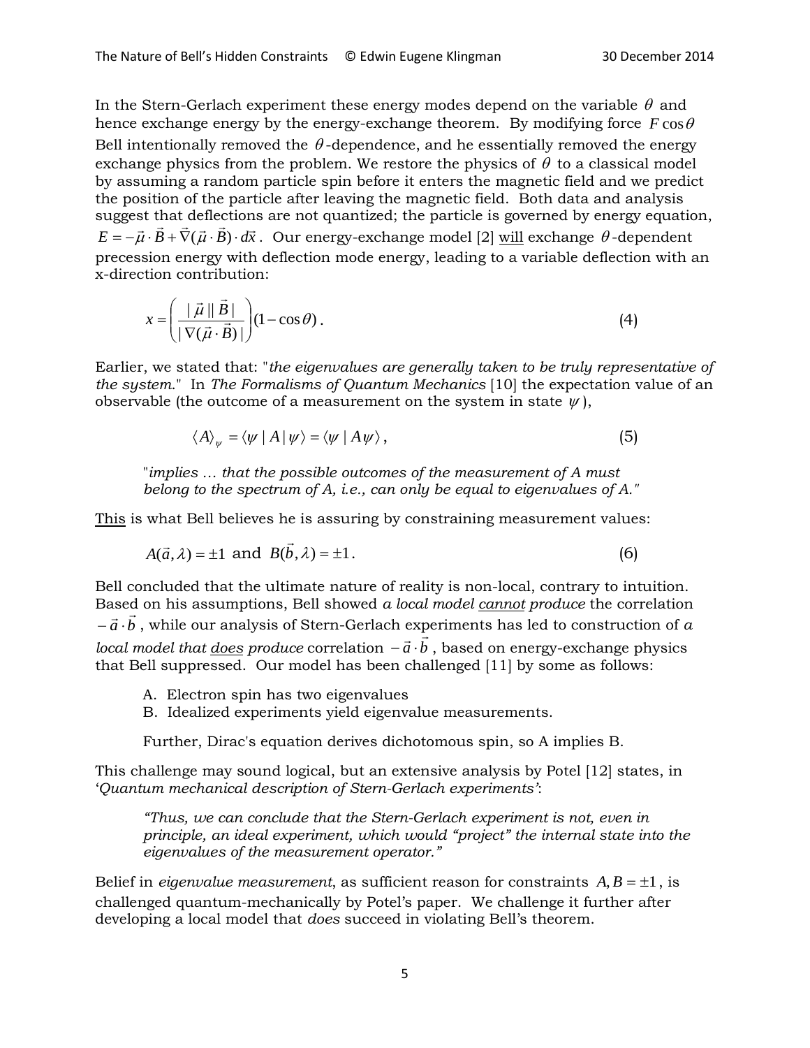In the Stern-Gerlach experiment these energy modes depend on the variable $\theta$ and hence exchange energy by the energy-exchange theorem. By modifying force $F\cos\theta$ Bell intentionally removed the $\theta$-dependence, and he essentially removed the energy exchange physics from the problem. We restore the physics of $\theta$ to a classical model by assuming a random particle spin before it enters the magnetic field and we predict the position of the particle after leaving the magnetic field. Both data and analysis suggest that deflections are not quantized; the particle is governed by energy equation, $E = -\vec{\mu}\cdot\vec{B} + \vec{\nabla}(\vec{\mu}\cdot\vec{B})\cdot d\vec{x}$. Our energy-exchange model [2] <u>will</u> exchange $\theta$-dependent precession energy with deflection mode energy, leading to a variable deflection with an x-direction contribution:

$$x = \left(\frac{|\vec{\mu}||\vec{B}|}{|\nabla(\vec{\mu}\cdot\vec{B})|}\right)(1-\cos\theta)\,. \tag{4}$$

Earlier, we stated that: "*the eigenvalues are generally taken to be truly representative of the system.*" In *The Formalisms of Quantum Mechanics* [10] the expectation value of an observable (the outcome of a measurement on the system in state $\psi$),

$$\langle A\rangle_{\psi} = \langle\psi\,|\,A\,|\,\psi\rangle = \langle\psi\,|\,A\psi\rangle\,, \tag{5}$$

> "*implies ... that the possible outcomes of the measurement of A must belong to the spectrum of A, i.e., can only be equal to eigenvalues of A.*"

<u>This</u> is what Bell believes he is assuring by constraining measurement values:

$$A(\vec{a},\lambda) = \pm 1 \text{ and } B(\vec{b},\lambda) = \pm 1\,. \tag{6}$$

Bell concluded that the ultimate nature of reality is non-local, contrary to intuition. Based on his assumptions, Bell showed *a local model <u>cannot</u> produce* the correlation $-\vec{a}\cdot\vec{b}$, while our analysis of Stern-Gerlach experiments has led to construction of *a local model that <u>does</u> produce* correlation $-\vec{a}\cdot\vec{b}$, based on energy-exchange physics that Bell suppressed. Our model has been challenged [11] by some as follows:

A. Electron spin has two eigenvalues
B. Idealized experiments yield eigenvalue measurements.

Further, Dirac's equation derives dichotomous spin, so A implies B.

This challenge may sound logical, but an extensive analysis by Potel [12] states, in '*Quantum mechanical description of Stern-Gerlach experiments'*:

> *"Thus, we can conclude that the Stern-Gerlach experiment is not, even in principle, an ideal experiment, which would "project" the internal state into the eigenvalues of the measurement operator."*

Belief in *eigenvalue measurement*, as sufficient reason for constraints $A, B = \pm 1$, is challenged quantum-mechanically by Potel's paper. We challenge it further after developing a local model that *does* succeed in violating Bell's theorem.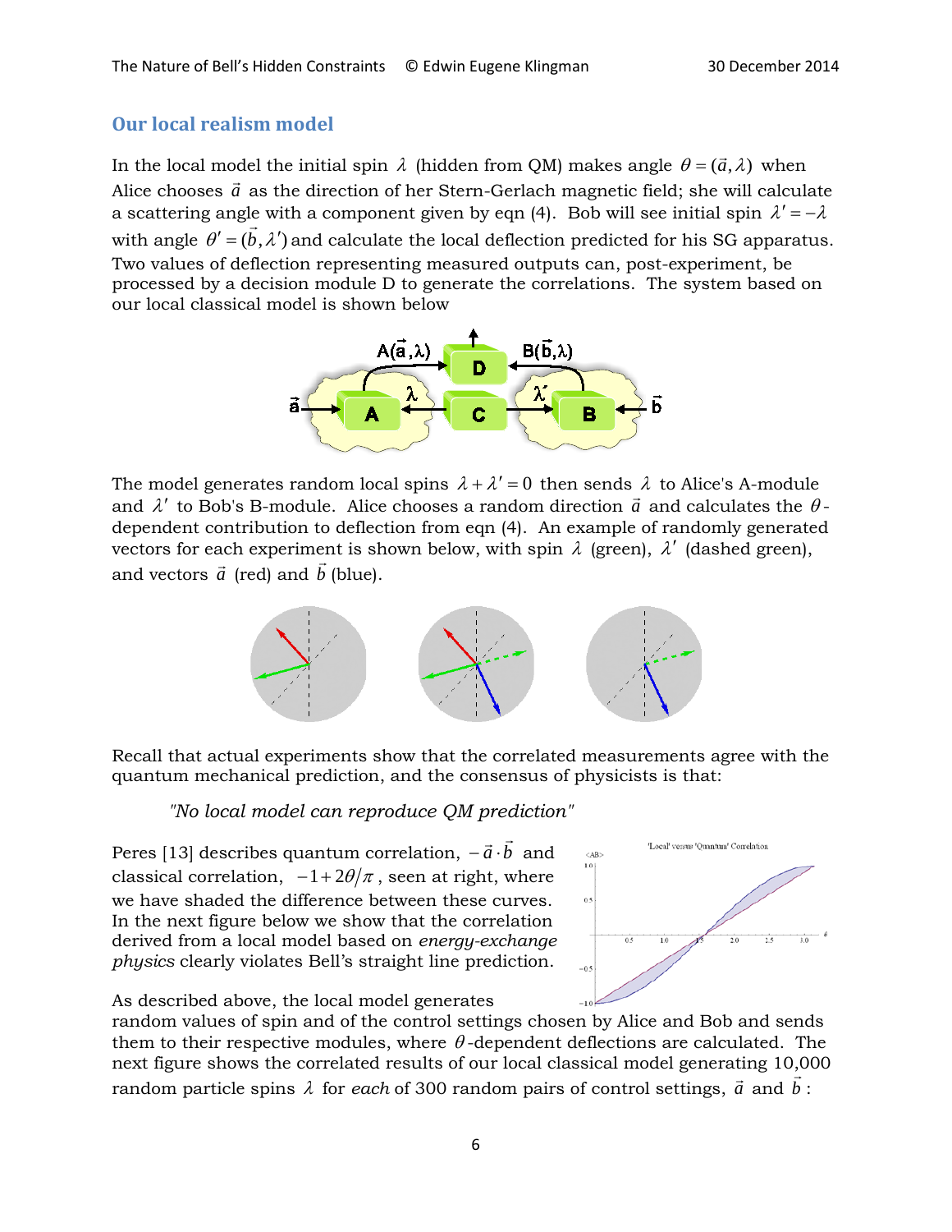## Our local realism model

In the local model the initial spin $\lambda$ (hidden from QM) makes angle $\theta = (\vec{a}, \lambda)$ when Alice chooses $\vec{a}$ as the direction of her Stern-Gerlach magnetic field; she will calculate a scattering angle with a component given by eqn (4). Bob will see initial spin $\lambda' = -\lambda$ with angle $\theta' = (\vec{b}, \lambda')$ and calculate the local deflection predicted for his SG apparatus. Two values of deflection representing measured outputs can, post-experiment, be processed by a decision module D to generate the correlations. The system based on our local classical model is shown below

The model generates random local spins $\lambda + \lambda' = 0$ then sends $\lambda$ to Alice's A-module and $\lambda'$ to Bob's B-module. Alice chooses a random direction $\vec{a}$ and calculates the $\theta$-dependent contribution to deflection from eqn (4). An example of randomly generated vectors for each experiment is shown below, with spin $\lambda$ (green), $\lambda'$ (dashed green), and vectors $\vec{a}$ (red) and $\vec{b}$ (blue).

Recall that actual experiments show that the correlated measurements agree with the quantum mechanical prediction, and the consensus of physicists is that:

> *"No local model can reproduce QM prediction"*

Peres [13] describes quantum correlation, $-\vec{a} \cdot \vec{b}$ and classical correlation, $-1 + 2\theta/\pi$, seen at right, where we have shaded the difference between these curves. In the next figure below we show that the correlation derived from a local model based on *energy-exchange physics* clearly violates Bell's straight line prediction.

As described above, the local model generates random values of spin and of the control settings chosen by Alice and Bob and sends them to their respective modules, where $\theta$-dependent deflections are calculated. The next figure shows the correlated results of our local classical model generating 10,000 random particle spins $\lambda$ for *each* of 300 random pairs of control settings, $\vec{a}$ and $\vec{b}$: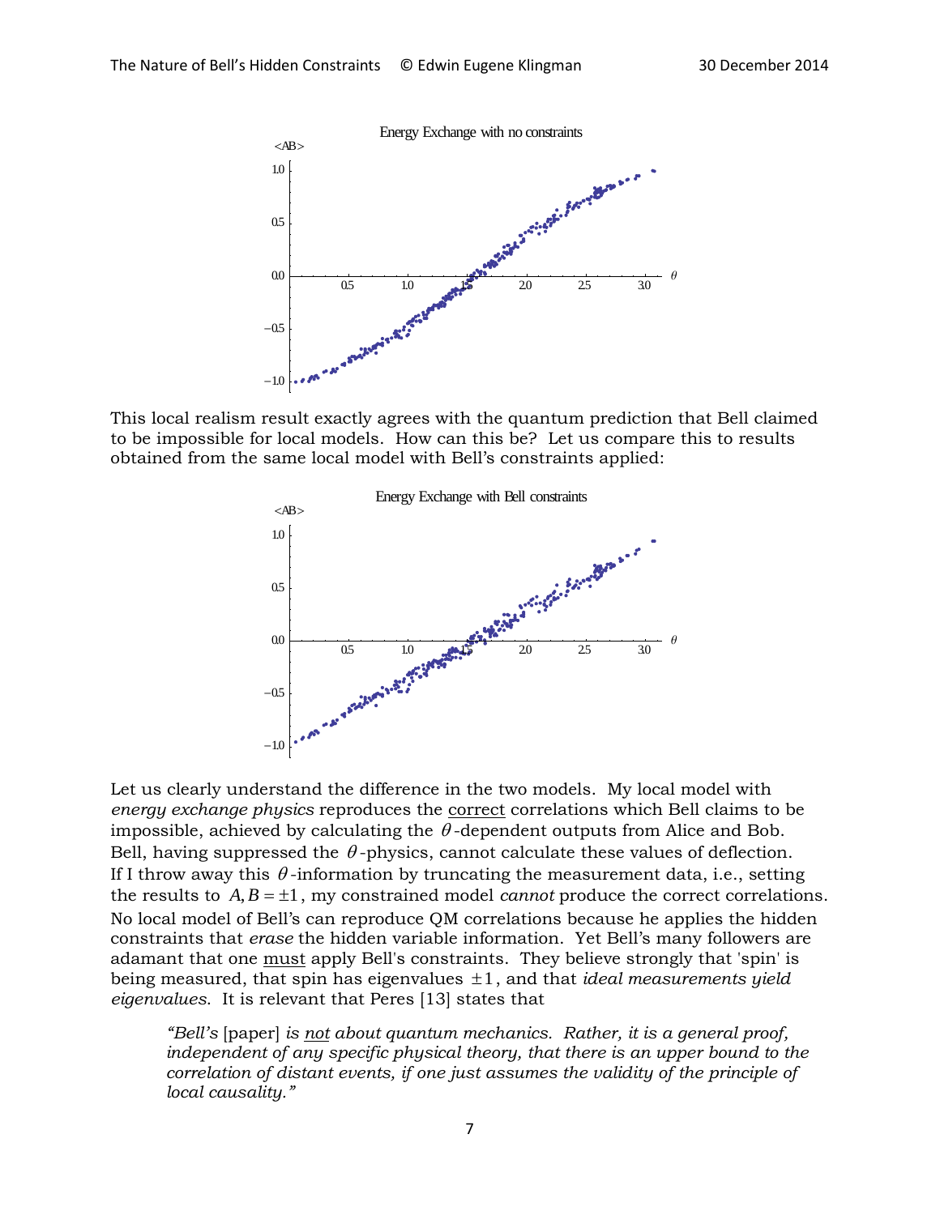This local realism result exactly agrees with the quantum prediction that Bell claimed to be impossible for local models. How can this be? Let us compare this to results obtained from the same local model with Bell's constraints applied:

Let us clearly understand the difference in the two models. My local model with *energy exchange physics* reproduces the correct correlations which Bell claims to be impossible, achieved by calculating the $\theta$-dependent outputs from Alice and Bob. Bell, having suppressed the $\theta$-physics, cannot calculate these values of deflection. If I throw away this $\theta$-information by truncating the measurement data, i.e., setting the results to $A, B = \pm 1$, my constrained model *cannot* produce the correct correlations. No local model of Bell's can reproduce QM correlations because he applies the hidden constraints that *erase* the hidden variable information. Yet Bell's many followers are adamant that one must apply Bell's constraints. They believe strongly that 'spin' is being measured, that spin has eigenvalues $\pm 1$, and that *ideal measurements yield eigenvalues*. It is relevant that Peres [13] states that

> *"Bell's* [paper] *is not about quantum mechanics. Rather, it is a general proof, independent of any specific physical theory, that there is an upper bound to the correlation of distant events, if one just assumes the validity of the principle of local causality."*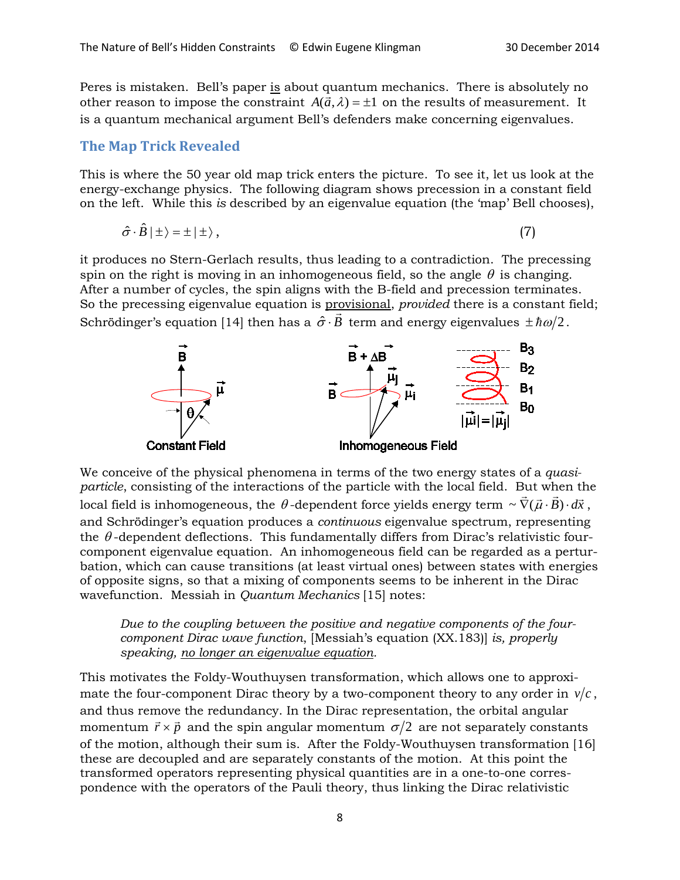Peres is mistaken. Bell's paper is about quantum mechanics. There is absolutely no other reason to impose the constraint $A(\vec{a},\lambda) = \pm 1$ on the results of measurement. It is a quantum mechanical argument Bell's defenders make concerning eigenvalues.

## The Map Trick Revealed

This is where the 50 year old map trick enters the picture. To see it, let us look at the energy-exchange physics. The following diagram shows precession in a constant field on the left. While this *is* described by an eigenvalue equation (the 'map' Bell chooses),

$$\hat{\sigma}\cdot\hat{B}\,|\pm\rangle = \pm\,|\pm\rangle\,, \tag{7}$$

it produces no Stern-Gerlach results, thus leading to a contradiction. The precessing spin on the right is moving in an inhomogeneous field, so the angle $\theta$ is changing. After a number of cycles, the spin aligns with the B-field and precession terminates. So the precessing eigenvalue equation is provisional, *provided* there is a constant field; Schrödinger's equation [14] then has a $\hat{\sigma}\cdot\vec{B}$ term and energy eigenvalues $\pm\hbar\omega/2$.

Constant Field — Inhomogeneous Field

We conceive of the physical phenomena in terms of the two energy states of a *quasi-particle*, consisting of the interactions of the particle with the local field. But when the local field is inhomogeneous, the $\theta$-dependent force yields energy term $\sim \vec{\nabla}(\vec{\mu}\cdot\vec{B})\cdot d\vec{x}$, and Schrödinger's equation produces a *continuous* eigenvalue spectrum, representing the $\theta$-dependent deflections. This fundamentally differs from Dirac's relativistic four-component eigenvalue equation. An inhomogeneous field can be regarded as a perturbation, which can cause transitions (at least virtual ones) between states with energies of opposite signs, so that a mixing of components seems to be inherent in the Dirac wavefunction. Messiah in *Quantum Mechanics* [15] notes:

> *Due to the coupling between the positive and negative components of the four-component Dirac wave function,* [Messiah's equation (XX.183)] *is, properly speaking, no longer an eigenvalue equation.*

This motivates the Foldy-Wouthuysen transformation, which allows one to approximate the four-component Dirac theory by a two-component theory to any order in $v/c$, and thus remove the redundancy. In the Dirac representation, the orbital angular momentum $\vec{r}\times\vec{p}$ and the spin angular momentum $\sigma/2$ are not separately constants of the motion, although their sum is. After the Foldy-Wouthuysen transformation [16] these are decoupled and are separately constants of the motion. At this point the transformed operators representing physical quantities are in a one-to-one correspondence with the operators of the Pauli theory, thus linking the Dirac relativistic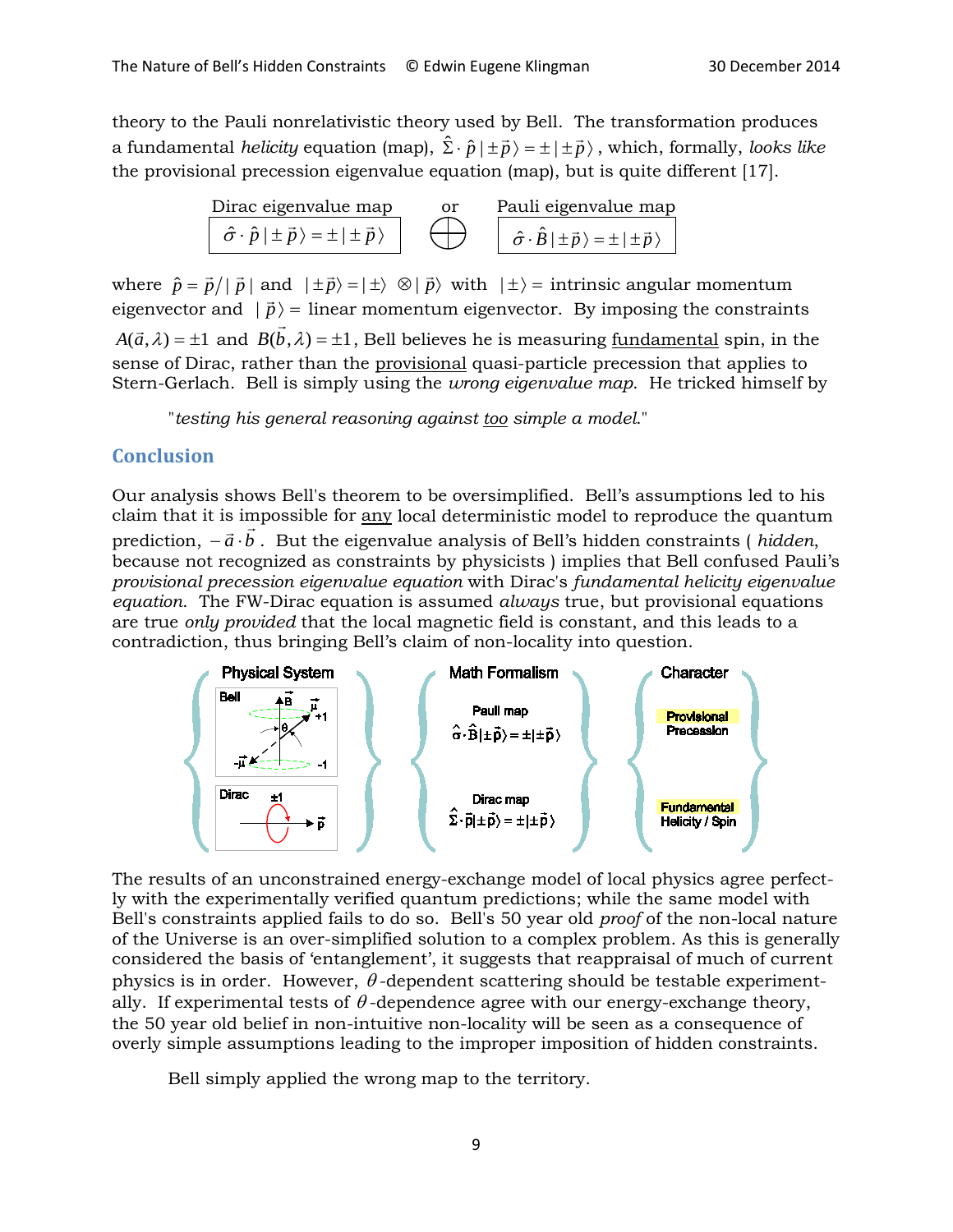theory to the Pauli nonrelativistic theory used by Bell. The transformation produces a fundamental *helicity* equation (map), $\hat{\Sigma} \cdot \hat{p}\,|\pm\vec{p}\rangle = \pm|\pm\vec{p}\rangle$, which, formally, *looks like* the provisional precession eigenvalue equation (map), but is quite different [17].

| Dirac eigenvalue map | or | Pauli eigenvalue map |
|---|---|---|
| $\hat{\sigma} \cdot \hat{p}\,|\pm\vec{p}\rangle = \pm|\pm\vec{p}\rangle$ | $\oplus$ | $\hat{\sigma} \cdot \hat{B}\,|\pm\vec{p}\rangle = \pm|\pm\vec{p}\rangle$ |

where $\hat{p} = \vec{p}/|\vec{p}|$ and $|\pm\vec{p}\rangle = |\pm\rangle \otimes |\vec{p}\rangle$ with $|\pm\rangle$ = intrinsic angular momentum eigenvector and $|\vec{p}\rangle$ = linear momentum eigenvector. By imposing the constraints $A(\vec{a},\lambda) = \pm 1$ and $B(\vec{b},\lambda) = \pm 1$, Bell believes he is measuring fundamental spin, in the sense of Dirac, rather than the provisional quasi-particle precession that applies to Stern-Gerlach. Bell is simply using the *wrong eigenvalue map*. He tricked himself by

> "*testing his general reasoning against too simple a model*."

## Conclusion

Our analysis shows Bell's theorem to be oversimplified. Bell's assumptions led to his claim that it is impossible for any local deterministic model to reproduce the quantum prediction, $-\vec{a}\cdot\vec{b}$. But the eigenvalue analysis of Bell's hidden constraints ( *hidden*, because not recognized as constraints by physicists ) implies that Bell confused Pauli's *provisional precession eigenvalue equation* with Dirac's *fundamental helicity eigenvalue equation*. The FW-Dirac equation is assumed *always* true, but provisional equations are true *only provided* that the local magnetic field is constant, and this leads to a contradiction, thus bringing Bell's claim of non-locality into question.

| Physical System | Math Formalism | Character |
|---|---|---|
| Bell | Pauli map: $\hat{\sigma}\cdot\hat{B}|\pm\vec{p}\rangle = \pm|\pm\vec{p}\rangle$ | Provisional Precession |
| Dirac | Dirac map: $\hat{\Sigma}\cdot\vec{p}|\pm\vec{p}\rangle = \pm|\pm\vec{p}\rangle$ | Fundamental Helicity / Spin |

The results of an unconstrained energy-exchange model of local physics agree perfectly with the experimentally verified quantum predictions; while the same model with Bell's constraints applied fails to do so. Bell's 50 year old *proof* of the non-local nature of the Universe is an over-simplified solution to a complex problem. As this is generally considered the basis of 'entanglement', it suggests that reappraisal of much of current physics is in order. However, $\theta$-dependent scattering should be testable experimentally. If experimental tests of $\theta$-dependence agree with our energy-exchange theory, the 50 year old belief in non-intuitive non-locality will be seen as a consequence of overly simple assumptions leading to the improper imposition of hidden constraints.

Bell simply applied the wrong map to the territory.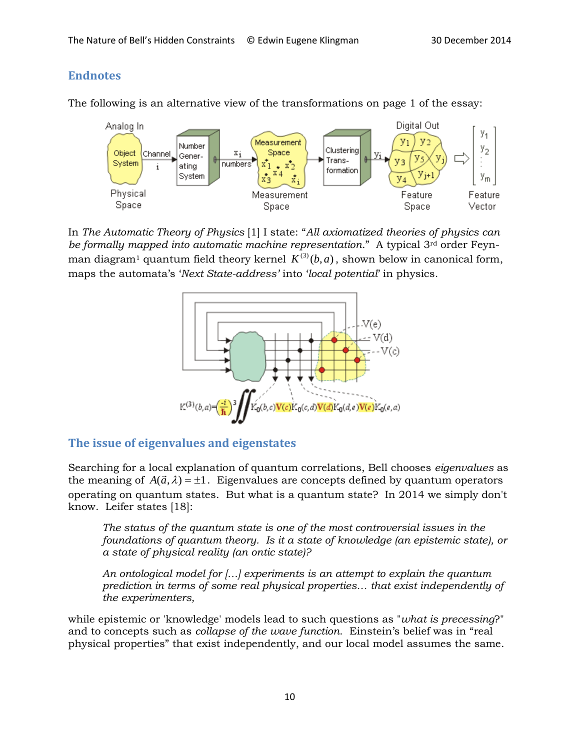## Endnotes

The following is an alternative view of the transformations on page 1 of the essay:

In *The Automatic Theory of Physics* [1] I state: "*All axiomatized theories of physics can be formally mapped into automatic machine representation.*" A typical 3rd order Feynman diagram[1] quantum field theory kernel $K^{(3)}(b,a)$, shown below in canonical form, maps the automata's *'Next State-address'* into *'local potential'* in physics.

$$K^{(3)}(b,a) = \left(\frac{-i}{\hbar}\right)^3 \iint K_0(b,c)V(c)K_0(c,d)V(d)K_0(d,e)V(e)K_0(e,a)$$

## The issue of eigenvalues and eigenstates

Searching for a local explanation of quantum correlations, Bell chooses *eigenvalues* as the meaning of $A(\vec{a},\lambda) = \pm 1$. Eigenvalues are concepts defined by quantum operators operating on quantum states. But what is a quantum state? In 2014 we simply don't know. Leifer states [18]:

> *The status of the quantum state is one of the most controversial issues in the foundations of quantum theory. Is it a state of knowledge (an epistemic state), or a state of physical reality (an ontic state)?*
>
> *An ontological model for [...] experiments is an attempt to explain the quantum prediction in terms of some real physical properties... that exist independently of the experimenters,*

while epistemic or 'knowledge' models lead to such questions as "*what is precessing*?" and to concepts such as *collapse of the wave function*. Einstein's belief was in "real physical properties" that exist independently, and our local model assumes the same.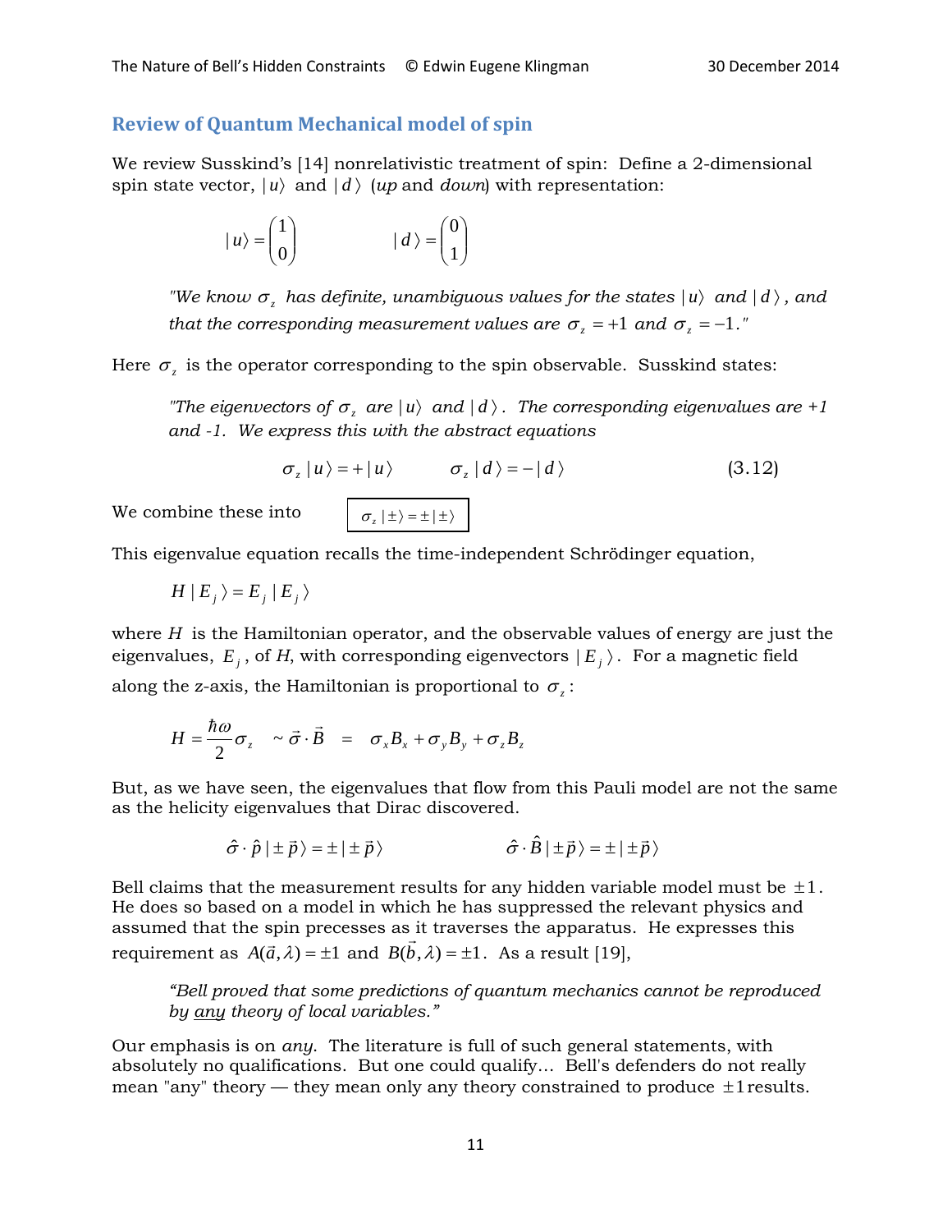## Review of Quantum Mechanical model of spin

We review Susskind's [14] nonrelativistic treatment of spin: Define a 2-dimensional spin state vector, $|u\rangle$ and $|d\rangle$ (*up* and *down*) with representation:

$$|u\rangle = \begin{pmatrix} 1 \\ 0 \end{pmatrix} \qquad\qquad |d\rangle = \begin{pmatrix} 0 \\ 1 \end{pmatrix}$$

> *"We know $\sigma_z$ has definite, unambiguous values for the states $|u\rangle$ and $|d\rangle$, and that the corresponding measurement values are $\sigma_z = +1$ and $\sigma_z = -1$."*

Here $\sigma_z$ is the operator corresponding to the spin observable. Susskind states:

> *"The eigenvectors of $\sigma_z$ are $|u\rangle$ and $|d\rangle$. The corresponding eigenvalues are +1 and -1. We express this with the abstract equations*
>
> $$\sigma_z\,|u\rangle = +\,|u\rangle \qquad \sigma_z\,|d\rangle = -\,|d\rangle \tag{3.12}$$

We combine these into $\boxed{\sigma_z\,|\pm\rangle = \pm\,|\pm\rangle}$

This eigenvalue equation recalls the time-independent Schrödinger equation,

$$H\,|E_j\rangle = E_j\,|E_j\rangle$$

where $H$ is the Hamiltonian operator, and the observable values of energy are just the eigenvalues, $E_j$, of $H$, with corresponding eigenvectors $|E_j\rangle$. For a magnetic field along the z-axis, the Hamiltonian is proportional to $\sigma_z$:

$$H = \frac{\hbar\omega}{2}\sigma_z \quad \sim \vec{\sigma}\cdot\vec{B} \quad = \quad \sigma_x B_x + \sigma_y B_y + \sigma_z B_z$$

But, as we have seen, the eigenvalues that flow from this Pauli model are not the same as the helicity eigenvalues that Dirac discovered.

$$\hat{\sigma}\cdot\hat{p}\,|\pm\vec{p}\rangle = \pm\,|\pm\vec{p}\rangle \qquad\qquad \hat{\sigma}\cdot\hat{B}\,|\pm\vec{p}\rangle = \pm\,|\pm\vec{p}\rangle$$

Bell claims that the measurement results for any hidden variable model must be $\pm 1$. He does so based on a model in which he has suppressed the relevant physics and assumed that the spin precesses as it traverses the apparatus. He expresses this requirement as $A(\vec{a},\lambda) = \pm 1$ and $B(\vec{b},\lambda) = \pm 1$. As a result [19],

> *"Bell proved that some predictions of quantum mechanics cannot be reproduced by any theory of local variables."*

Our emphasis is on *any*. The literature is full of such general statements, with absolutely no qualifications. But one could qualify… Bell's defenders do not really mean "any" theory — they mean only any theory constrained to produce $\pm 1$ results.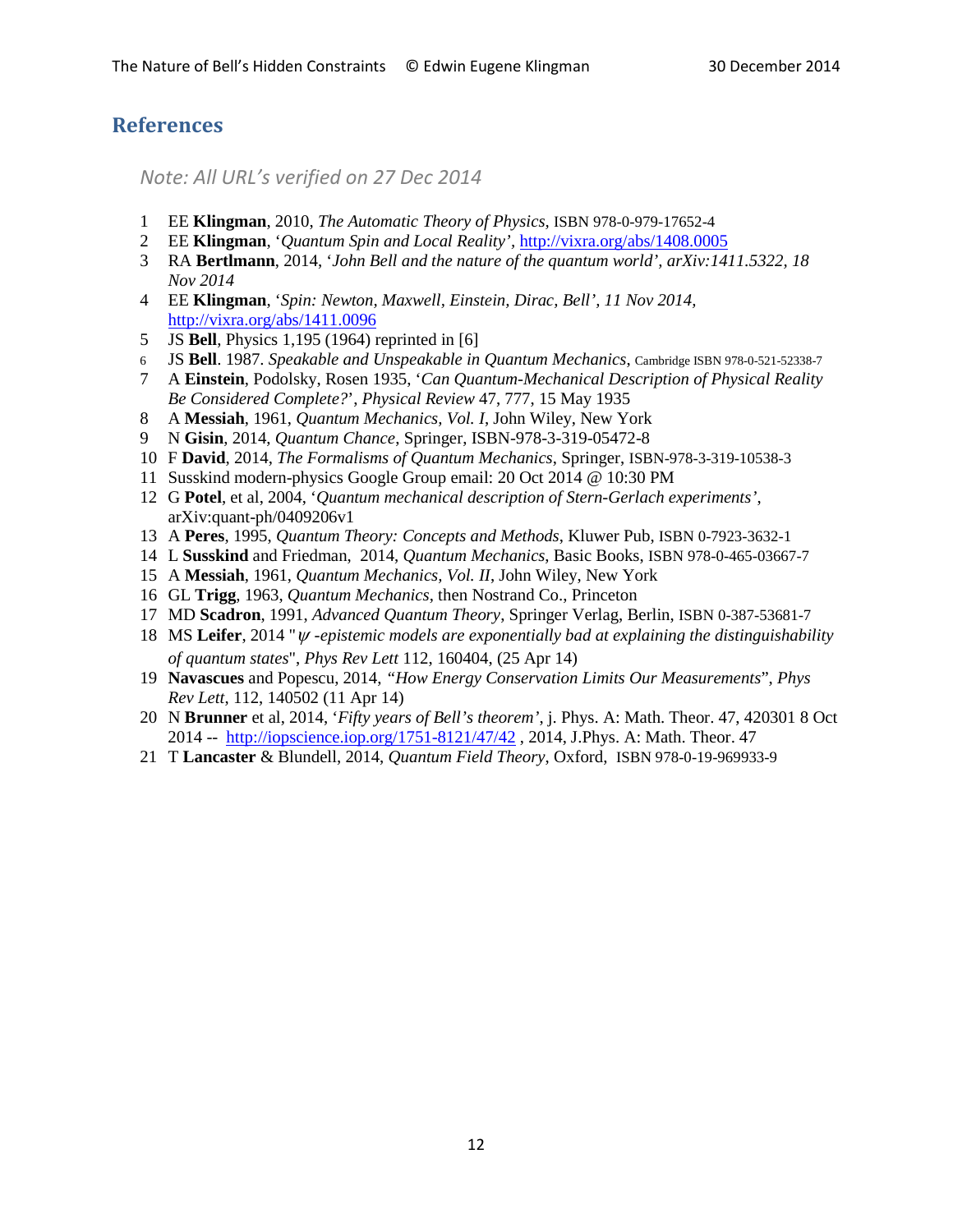## References

*Note: All URL's verified on 27 Dec 2014*

1. EE **Klingman**, 2010, *The Automatic Theory of Physics*, ISBN 978-0-979-17652-4
2. EE **Klingman**, '*Quantum Spin and Local Reality*', http://vixra.org/abs/1408.0005
3. RA **Bertlmann**, 2014, '*John Bell and the nature of the quantum world', arXiv:1411.5322, 18 Nov 2014*
4. EE **Klingman**, '*Spin: Newton, Maxwell, Einstein, Dirac, Bell', 11 Nov 2014*, http://vixra.org/abs/1411.0096
5. JS **Bell**, Physics 1,195 (1964) reprinted in [6]
6. JS **Bell**. 1987. *Speakable and Unspeakable in Quantum Mechanics*, Cambridge ISBN 978-0-521-52338-7
7. A **Einstein**, Podolsky, Rosen 1935, '*Can Quantum-Mechanical Description of Physical Reality Be Considered Complete?*', *Physical Review* 47, 777, 15 May 1935
8. A **Messiah**, 1961, *Quantum Mechanics, Vol. I*, John Wiley, New York
9. N **Gisin**, 2014, *Quantum Chance*, Springer, ISBN-978-3-319-05472-8
10. F **David**, 2014, *The Formalisms of Quantum Mechanics*, Springer, ISBN-978-3-319-10538-3
11. Susskind modern-physics Google Group email: 20 Oct 2014 @ 10:30 PM
12. G **Potel**, et al, 2004, '*Quantum mechanical description of Stern-Gerlach experiments'*, arXiv:quant-ph/0409206v1
13. A **Peres**, 1995, *Quantum Theory: Concepts and Methods*, Kluwer Pub, ISBN 0-7923-3632-1
14. L **Susskind** and Friedman, 2014, *Quantum Mechanics*, Basic Books, ISBN 978-0-465-03667-7
15. A **Messiah**, 1961, *Quantum Mechanics, Vol. II*, John Wiley, New York
16. GL **Trigg**, 1963, *Quantum Mechanics*, then Nostrand Co., Princeton
17. MD **Scadron**, 1991, *Advanced Quantum Theory*, Springer Verlag, Berlin, ISBN 0-387-53681-7
18. MS **Leifer**, 2014 "*$\psi$ -epistemic models are exponentially bad at explaining the distinguishability of quantum states*", *Phys Rev Lett* 112, 160404, (25 Apr 14)
19. **Navascues** and Popescu, 2014, *"How Energy Conservation Limits Our Measurements*", *Phys Rev Lett*, 112, 140502 (11 Apr 14)
20. N **Brunner** et al, 2014, '*Fifty years of Bell's theorem'*, j. Phys. A: Math. Theor. 47, 420301 8 Oct 2014 -- http://iopscience.iop.org/1751-8121/47/42 , 2014, J.Phys. A: Math. Theor. 47
21. T **Lancaster** & Blundell, 2014, *Quantum Field Theory*, Oxford, ISBN 978-0-19-969933-9